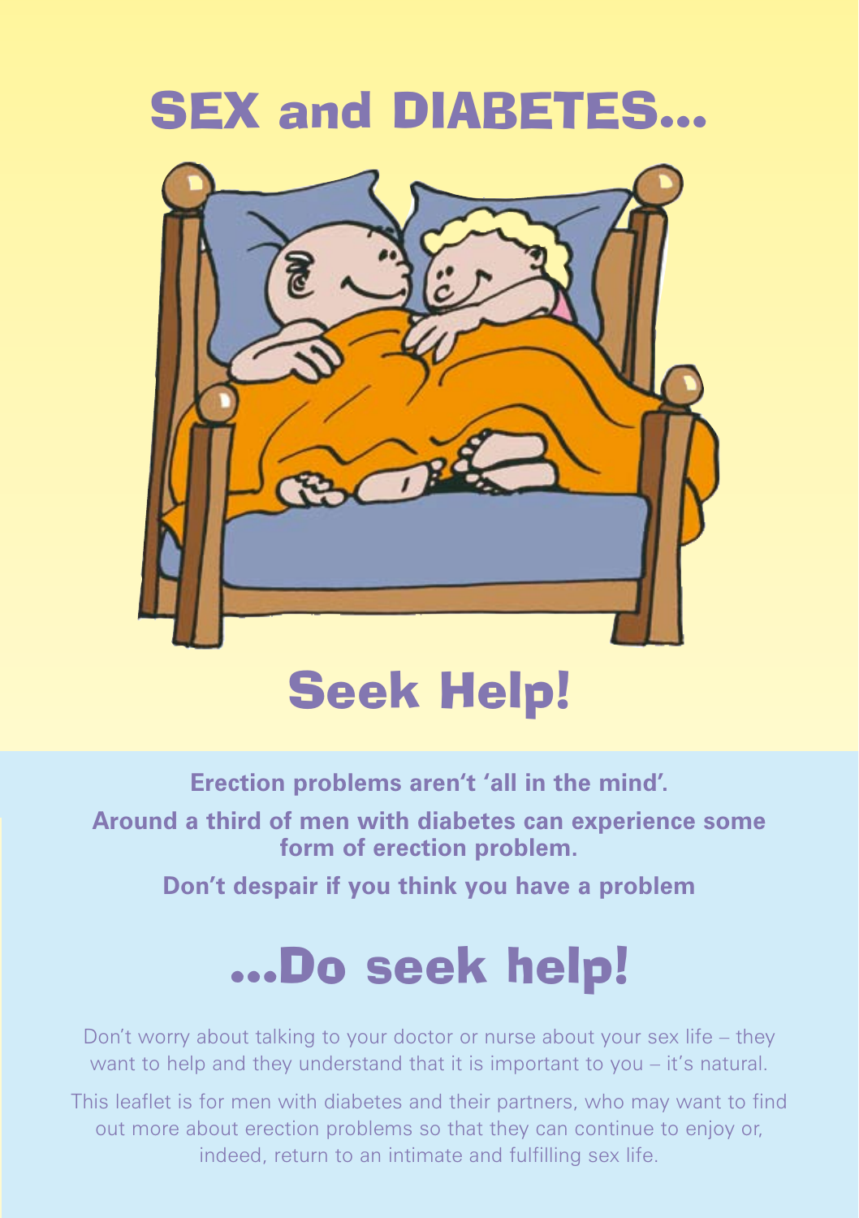# SEX and DIABETES...

## Seek Help!

**Erection problems aren't 'all in the mind'.**

**Around a third of men with diabetes can experience some form of erection problem.**

**Don't despair if you think you have a problem**

## ...Do seek help!

Don't worry about talking to your doctor or nurse about your sex life – they want to help and they understand that it is important to you – it's natural.

This leaflet is for men with diabetes and their partners, who may want to find out more about erection problems so that they can continue to enjoy or, indeed, return to an intimate and fulfilling sex life.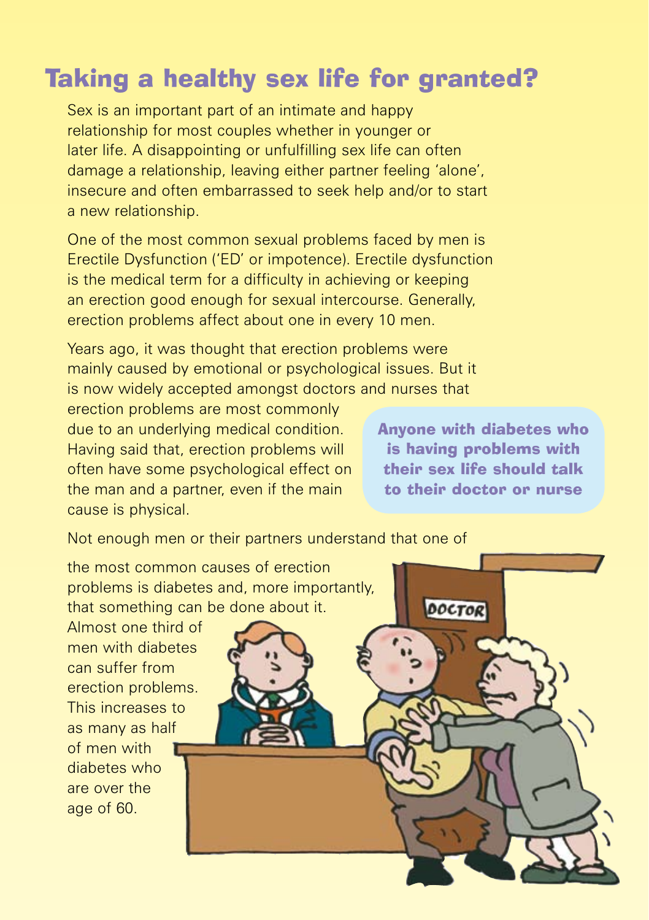# Taking a healthy sex life for granted?

Sex is an important part of an intimate and happy relationship for most couples whether in younger or later life. A disappointing or unfulfilling sex life can often damage a relationship, leaving either partner feeling 'alone', insecure and often embarrassed to seek help and/or to start a new relationship.

One of the most common sexual problems faced by men is Erectile Dysfunction ('ED' or impotence). Erectile dysfunction is the medical term for a difficulty in achieving or keeping an erection good enough for sexual intercourse. Generally, erection problems affect about one in every 10 men.

Years ago, it was thought that erection problems were mainly caused by emotional or psychological issues. But it is now widely accepted amongst doctors and nurses that erection problems are most commonly due to an underlying medical condition. Having said that, erection problems will often have some psychological effect on the man and a partner, even if the main cause is physical.

**Anyone with diabetes who is having problems with their sex life should talk to their doctor or nurse**

Not enough men or their partners understand that one of the most common causes of erection problems is diabetes and, more importantly, that something can be done about it. Almost one third of men with diabetes can suffer from erection problems. This increases to as many as half of men with diabetes who are over the age of 60.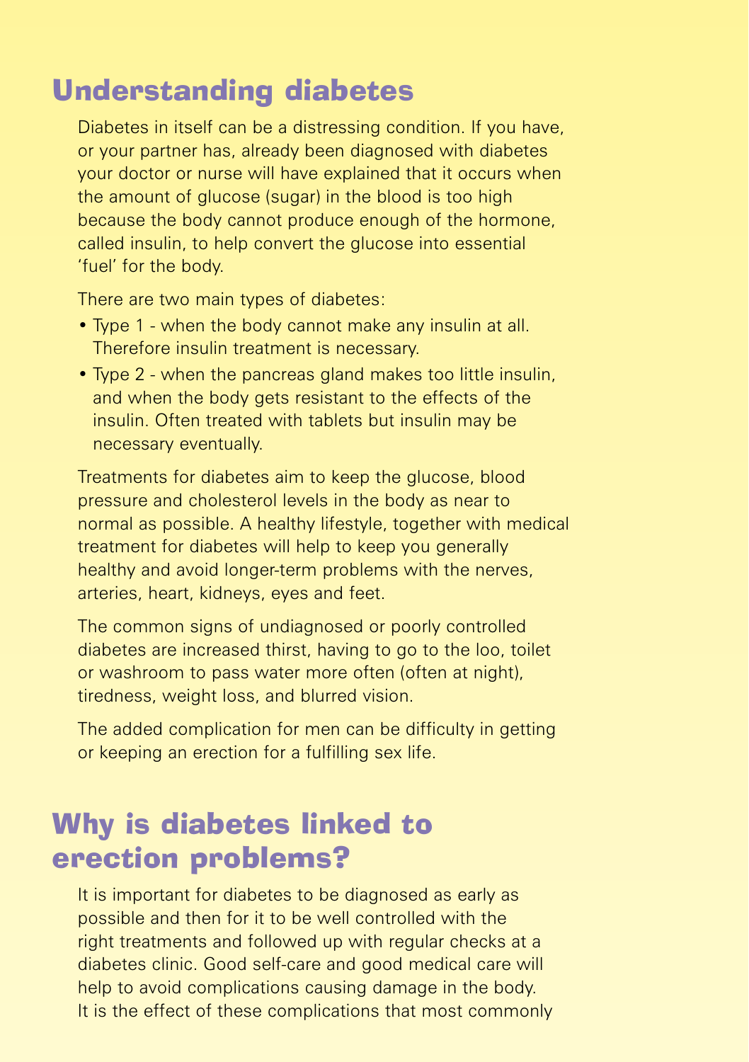## Understanding diabetes

Diabetes in itself can be a distressing condition. If you have, or your partner has, already been diagnosed with diabetes your doctor or nurse will have explained that it occurs when the amount of glucose (sugar) in the blood is too high because the body cannot produce enough of the hormone, called insulin, to help convert the glucose into essential 'fuel' for the body.

There are two main types of diabetes:

- Type 1 - when the body cannot make any insulin at all. Therefore insulin treatment is necessary.
- Type 2 - when the pancreas gland makes too little insulin, and when the body gets resistant to the effects of the insulin. Often treated with tablets but insulin may be necessary eventually.

Treatments for diabetes aim to keep the glucose, blood pressure and cholesterol levels in the body as near to normal as possible. A healthy lifestyle, together with medical treatment for diabetes will help to keep you generally healthy and avoid longer-term problems with the nerves, arteries, heart, kidneys, eyes and feet.

The common signs of undiagnosed or poorly controlled diabetes are increased thirst, having to go to the loo, toilet or washroom to pass water more often (often at night), tiredness, weight loss, and blurred vision.

The added complication for men can be difficulty in getting or keeping an erection for a fulfilling sex life.

## Why is diabetes linked to erection problems?

It is important for diabetes to be diagnosed as early as possible and then for it to be well controlled with the right treatments and followed up with regular checks at a diabetes clinic. Good self-care and good medical care will help to avoid complications causing damage in the body. It is the effect of these complications that most commonly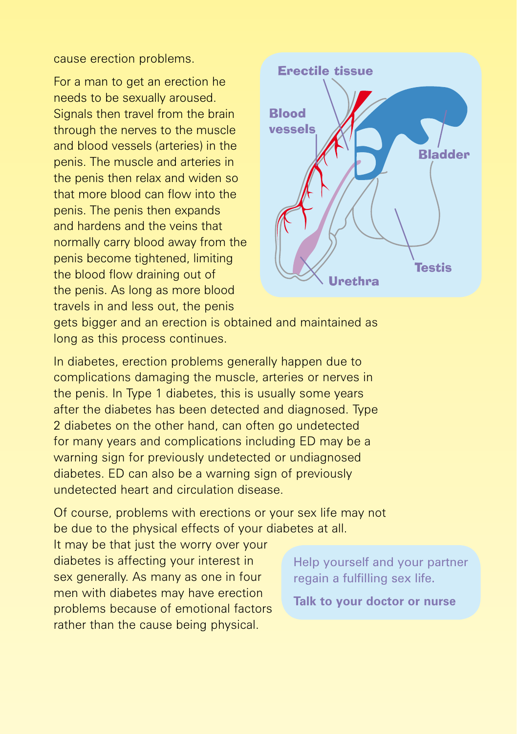cause erection problems.

For a man to get an erection he needs to be sexually aroused. Signals then travel from the brain through the nerves to the muscle and blood vessels (arteries) in the penis. The muscle and arteries in the penis then relax and widen so that more blood can flow into the penis. The penis then expands and hardens and the veins that normally carry blood away from the penis become tightened, limiting the blood flow draining out of the penis. As long as more blood travels in and less out, the penis gets bigger and an erection is obtained and maintained as long as this process continues.

Erectile tissue

Blood vessels

Bladder

Testis

Urethra

In diabetes, erection problems generally happen due to complications damaging the muscle, arteries or nerves in the penis. In Type 1 diabetes, this is usually some years after the diabetes has been detected and diagnosed. Type 2 diabetes on the other hand, can often go undetected for many years and complications including ED may be a warning sign for previously undetected or undiagnosed diabetes. ED can also be a warning sign of previously undetected heart and circulation disease.

Of course, problems with erections or your sex life may not be due to the physical effects of your diabetes at all. It may be that just the worry over your diabetes is affecting your interest in sex generally. As many as one in four men with diabetes may have erection problems because of emotional factors rather than the cause being physical.

Help yourself and your partner regain a fulfilling sex life.

**Talk to your doctor or nurse**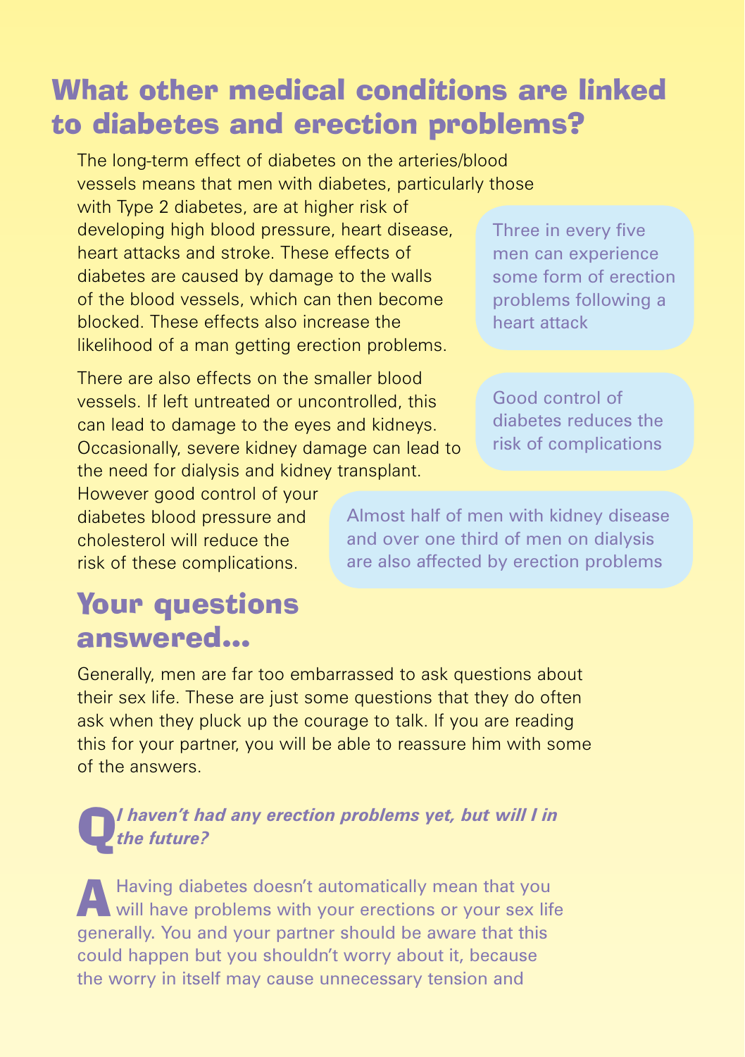## What other medical conditions are linked to diabetes and erection problems?

The long-term effect of diabetes on the arteries/blood vessels means that men with diabetes, particularly those with Type 2 diabetes, are at higher risk of developing high blood pressure, heart disease, heart attacks and stroke. These effects of diabetes are caused by damage to the walls of the blood vessels, which can then become blocked. These effects also increase the likelihood of a man getting erection problems.

There are also effects on the smaller blood vessels. If left untreated or uncontrolled, this can lead to damage to the eyes and kidneys. Occasionally, severe kidney damage can lead to the need for dialysis and kidney transplant. However good control of your diabetes blood pressure and cholesterol will reduce the risk of these complications.

> Three in every five men can experience some form of erection problems following a heart attack

> Good control of diabetes reduces the risk of complications

> Almost half of men with kidney disease and over one third of men on dialysis are also affected by erection problems

## Your questions answered...

Generally, men are far too embarrassed to ask questions about their sex life. These are just some questions that they do often ask when they pluck up the courage to talk. If you are reading this for your partner, you will be able to reassure him with some of the answers.

**Q** ***I haven't had any erection problems yet, but will I in the future?***

**A** Having diabetes doesn't automatically mean that you will have problems with your erections or your sex life generally. You and your partner should be aware that this could happen but you shouldn't worry about it, because the worry in itself may cause unnecessary tension and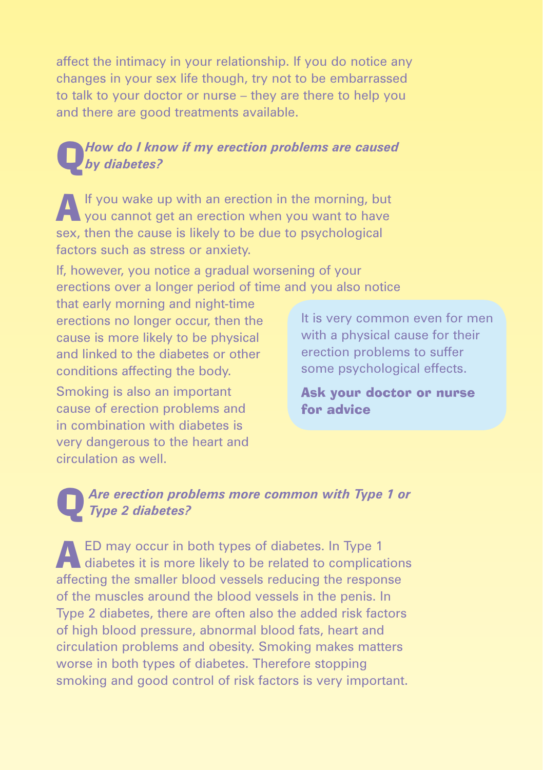affect the intimacy in your relationship. If you do notice any changes in your sex life though, try not to be embarrassed to talk to your doctor or nurse – they are there to help you and there are good treatments available.

### Q *How do I know if my erection problems are caused by diabetes?*

**A** If you wake up with an erection in the morning, but you cannot get an erection when you want to have sex, then the cause is likely to be due to psychological factors such as stress or anxiety.

If, however, you notice a gradual worsening of your erections over a longer period of time and you also notice that early morning and night-time erections no longer occur, then the cause is more likely to be physical and linked to the diabetes or other conditions affecting the body.

Smoking is also an important cause of erection problems and in combination with diabetes is very dangerous to the heart and circulation as well.

> It is very common even for men with a physical cause for their erection problems to suffer some psychological effects.
>
> **Ask your doctor or nurse for advice**

### Q *Are erection problems more common with Type 1 or Type 2 diabetes?*

**A** ED may occur in both types of diabetes. In Type 1 diabetes it is more likely to be related to complications affecting the smaller blood vessels reducing the response of the muscles around the blood vessels in the penis. In Type 2 diabetes, there are often also the added risk factors of high blood pressure, abnormal blood fats, heart and circulation problems and obesity. Smoking makes matters worse in both types of diabetes. Therefore stopping smoking and good control of risk factors is very important.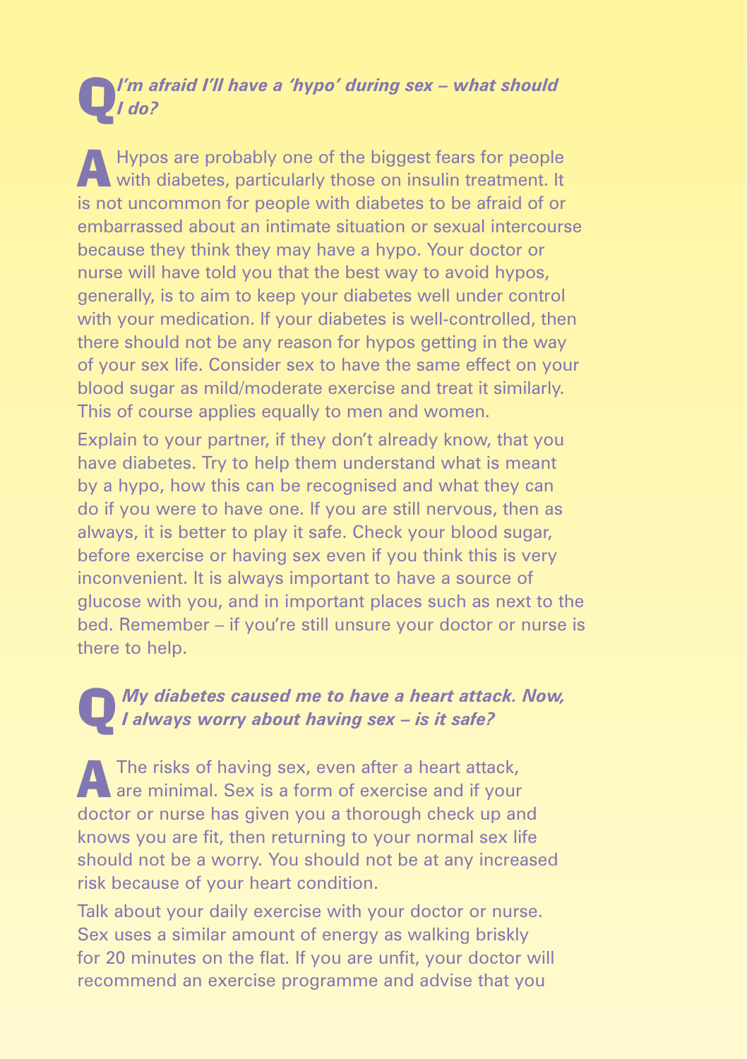**Q** ***I'm afraid I'll have a 'hypo' during sex – what should I do?***

**A** Hypos are probably one of the biggest fears for people with diabetes, particularly those on insulin treatment. It is not uncommon for people with diabetes to be afraid of or embarrassed about an intimate situation or sexual intercourse because they think they may have a hypo. Your doctor or nurse will have told you that the best way to avoid hypos, generally, is to aim to keep your diabetes well under control with your medication. If your diabetes is well-controlled, then there should not be any reason for hypos getting in the way of your sex life. Consider sex to have the same effect on your blood sugar as mild/moderate exercise and treat it similarly. This of course applies equally to men and women.

Explain to your partner, if they don't already know, that you have diabetes. Try to help them understand what is meant by a hypo, how this can be recognised and what they can do if you were to have one. If you are still nervous, then as always, it is better to play it safe. Check your blood sugar, before exercise or having sex even if you think this is very inconvenient. It is always important to have a source of glucose with you, and in important places such as next to the bed. Remember – if you're still unsure your doctor or nurse is there to help.

**Q** ***My diabetes caused me to have a heart attack. Now, I always worry about having sex – is it safe?***

**A** The risks of having sex, even after a heart attack, are minimal. Sex is a form of exercise and if your doctor or nurse has given you a thorough check up and knows you are fit, then returning to your normal sex life should not be a worry. You should not be at any increased risk because of your heart condition.

Talk about your daily exercise with your doctor or nurse. Sex uses a similar amount of energy as walking briskly for 20 minutes on the flat. If you are unfit, your doctor will recommend an exercise programme and advise that you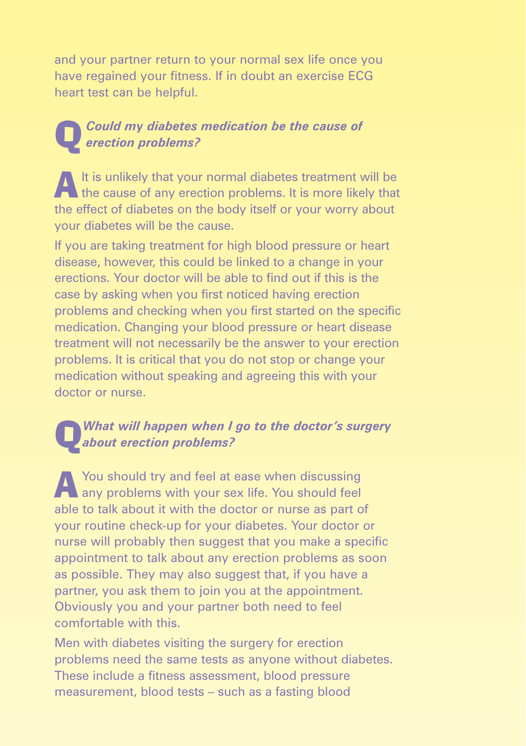and your partner return to your normal sex life once you have regained your fitness. If in doubt an exercise ECG heart test can be helpful.

### Q *Could my diabetes medication be the cause of erection problems?*

**A** It is unlikely that your normal diabetes treatment will be the cause of any erection problems. It is more likely that the effect of diabetes on the body itself or your worry about your diabetes will be the cause.

If you are taking treatment for high blood pressure or heart disease, however, this could be linked to a change in your erections. Your doctor will be able to find out if this is the case by asking when you first noticed having erection problems and checking when you first started on the specific medication. Changing your blood pressure or heart disease treatment will not necessarily be the answer to your erection problems. It is critical that you do not stop or change your medication without speaking and agreeing this with your doctor or nurse.

### Q *What will happen when I go to the doctor's surgery about erection problems?*

**A** You should try and feel at ease when discussing any problems with your sex life. You should feel able to talk about it with the doctor or nurse as part of your routine check-up for your diabetes. Your doctor or nurse will probably then suggest that you make a specific appointment to talk about any erection problems as soon as possible. They may also suggest that, if you have a partner, you ask them to join you at the appointment. Obviously you and your partner both need to feel comfortable with this.

Men with diabetes visiting the surgery for erection problems need the same tests as anyone without diabetes. These include a fitness assessment, blood pressure measurement, blood tests – such as a fasting blood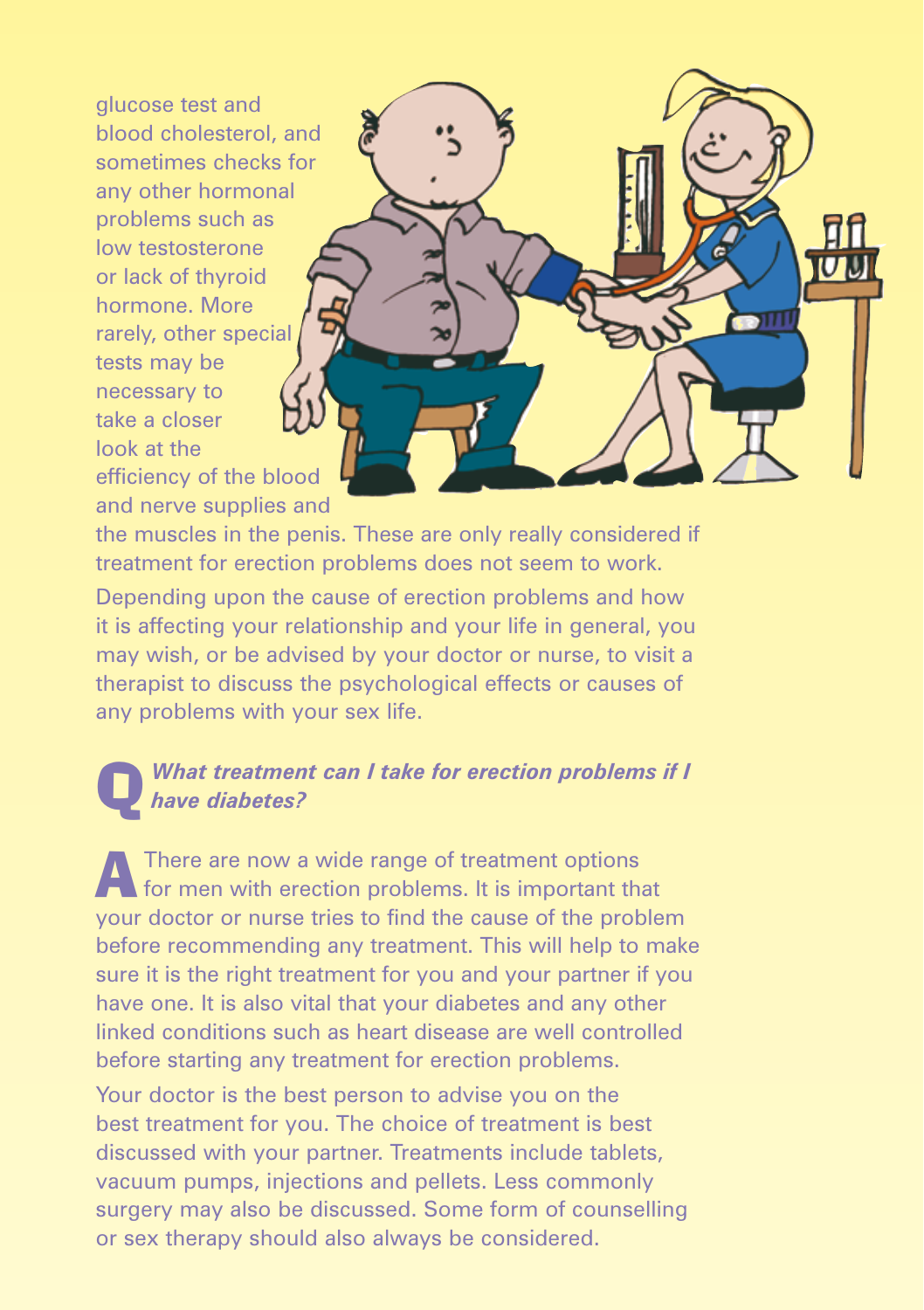glucose test and blood cholesterol, and sometimes checks for any other hormonal problems such as low testosterone or lack of thyroid hormone. More rarely, other special tests may be necessary to take a closer look at the efficiency of the blood and nerve supplies and the muscles in the penis. These are only really considered if treatment for erection problems does not seem to work.

Depending upon the cause of erection problems and how it is affecting your relationship and your life in general, you may wish, or be advised by your doctor or nurse, to visit a therapist to discuss the psychological effects or causes of any problems with your sex life.

## Q *What treatment can I take for erection problems if I have diabetes?*

**A** There are now a wide range of treatment options for men with erection problems. It is important that your doctor or nurse tries to find the cause of the problem before recommending any treatment. This will help to make sure it is the right treatment for you and your partner if you have one. It is also vital that your diabetes and any other linked conditions such as heart disease are well controlled before starting any treatment for erection problems.

Your doctor is the best person to advise you on the best treatment for you. The choice of treatment is best discussed with your partner. Treatments include tablets, vacuum pumps, injections and pellets. Less commonly surgery may also be discussed. Some form of counselling or sex therapy should also always be considered.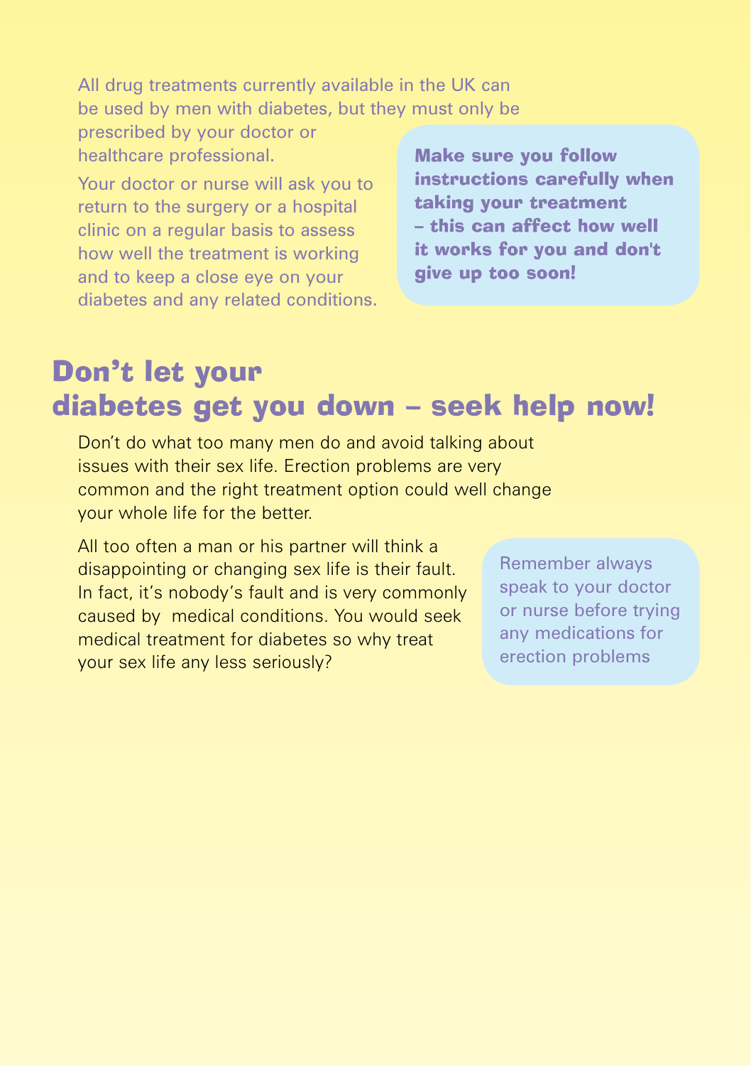All drug treatments currently available in the UK can be used by men with diabetes, but they must only be prescribed by your doctor or healthcare professional.

Your doctor or nurse will ask you to return to the surgery or a hospital clinic on a regular basis to assess how well the treatment is working and to keep a close eye on your diabetes and any related conditions.

**Make sure you follow instructions carefully when taking your treatment – this can affect how well it works for you and don't give up too soon!**

## Don't let your diabetes get you down – seek help now!

Don't do what too many men do and avoid talking about issues with their sex life. Erection problems are very common and the right treatment option could well change your whole life for the better.

All too often a man or his partner will think a disappointing or changing sex life is their fault. In fact, it's nobody's fault and is very commonly caused by medical conditions. You would seek medical treatment for diabetes so why treat your sex life any less seriously?

Remember always speak to your doctor or nurse before trying any medications for erection problems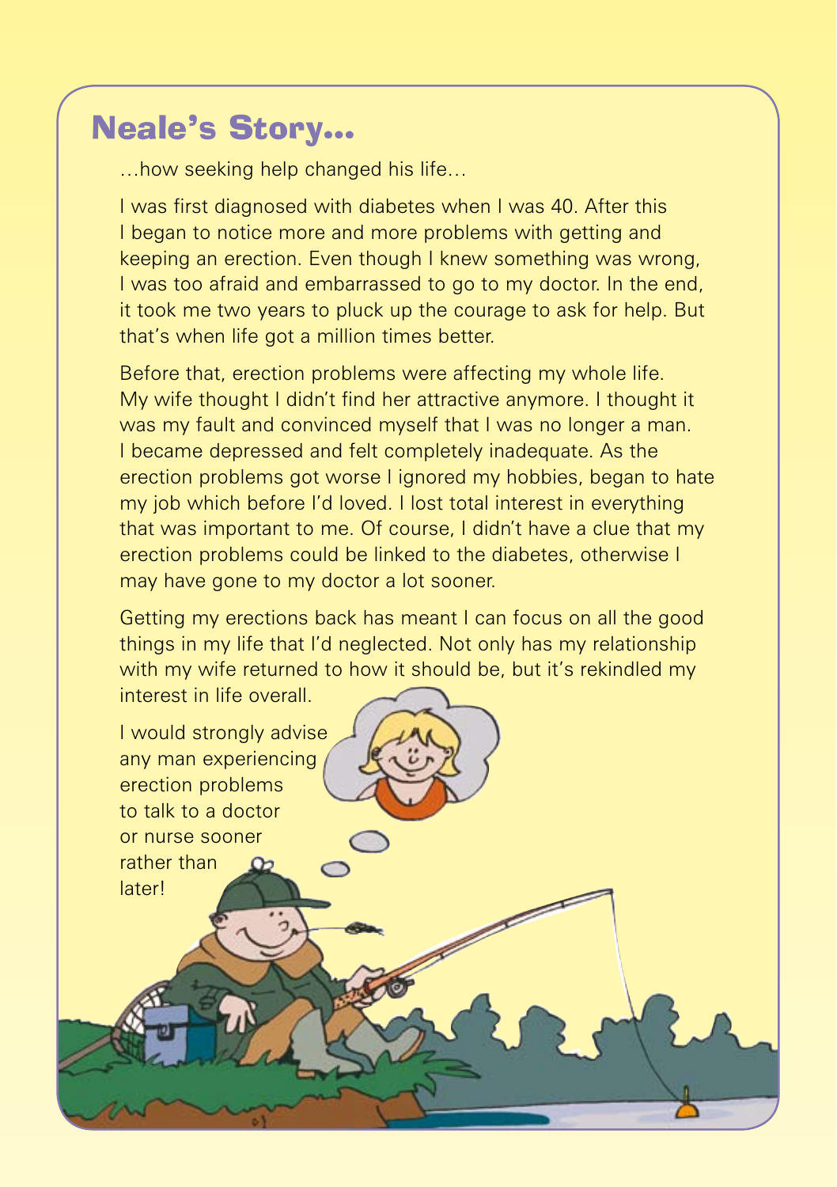## Neale's Story...

...how seeking help changed his life...

I was first diagnosed with diabetes when I was 40. After this I began to notice more and more problems with getting and keeping an erection. Even though I knew something was wrong, I was too afraid and embarrassed to go to my doctor. In the end, it took me two years to pluck up the courage to ask for help. But that's when life got a million times better.

Before that, erection problems were affecting my whole life. My wife thought I didn't find her attractive anymore. I thought it was my fault and convinced myself that I was no longer a man. I became depressed and felt completely inadequate. As the erection problems got worse I ignored my hobbies, began to hate my job which before I'd loved. I lost total interest in everything that was important to me. Of course, I didn't have a clue that my erection problems could be linked to the diabetes, otherwise I may have gone to my doctor a lot sooner.

Getting my erections back has meant I can focus on all the good things in my life that I'd neglected. Not only has my relationship with my wife returned to how it should be, but it's rekindled my interest in life overall.

I would strongly advise any man experiencing erection problems to talk to a doctor or nurse sooner rather than later!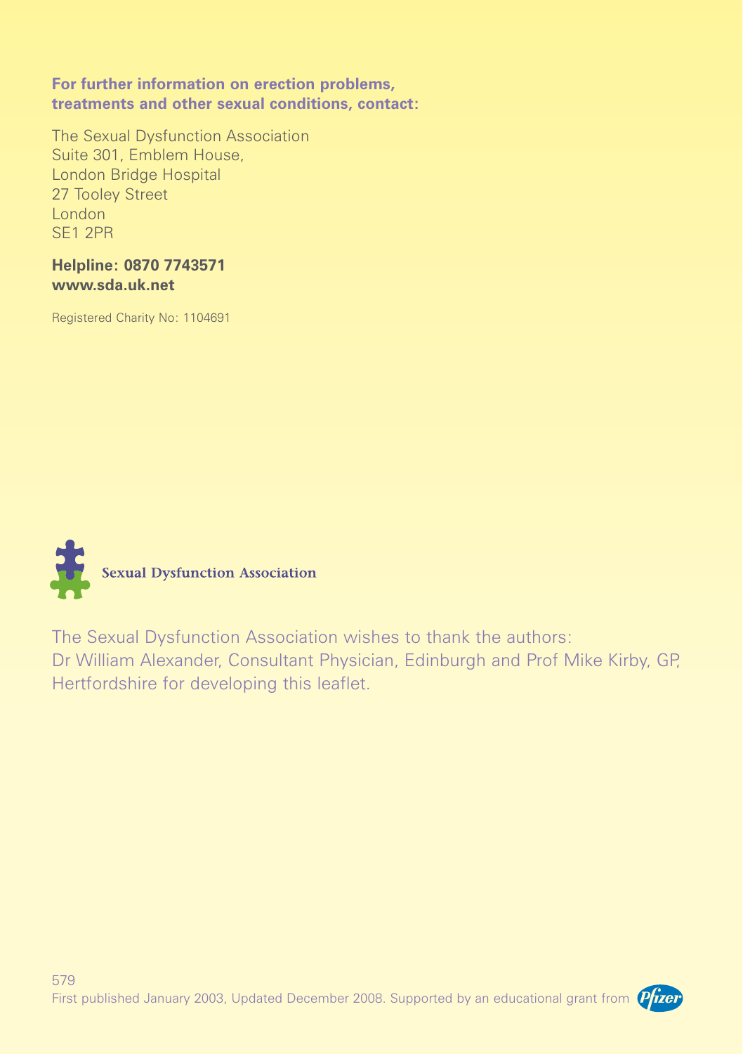**For further information on erection problems, treatments and other sexual conditions, contact:**

The Sexual Dysfunction Association
Suite 301, Emblem House,
London Bridge Hospital
27 Tooley Street
London
SE1 2PR

**Helpline: 0870 7743571**
**www.sda.uk.net**

Registered Charity No: 1104691

Sexual Dysfunction Association

The Sexual Dysfunction Association wishes to thank the authors: Dr William Alexander, Consultant Physician, Edinburgh and Prof Mike Kirby, GP, Hertfordshire for developing this leaflet.

579
First published January 2003, Updated December 2008. Supported by an educational grant from Pfizer